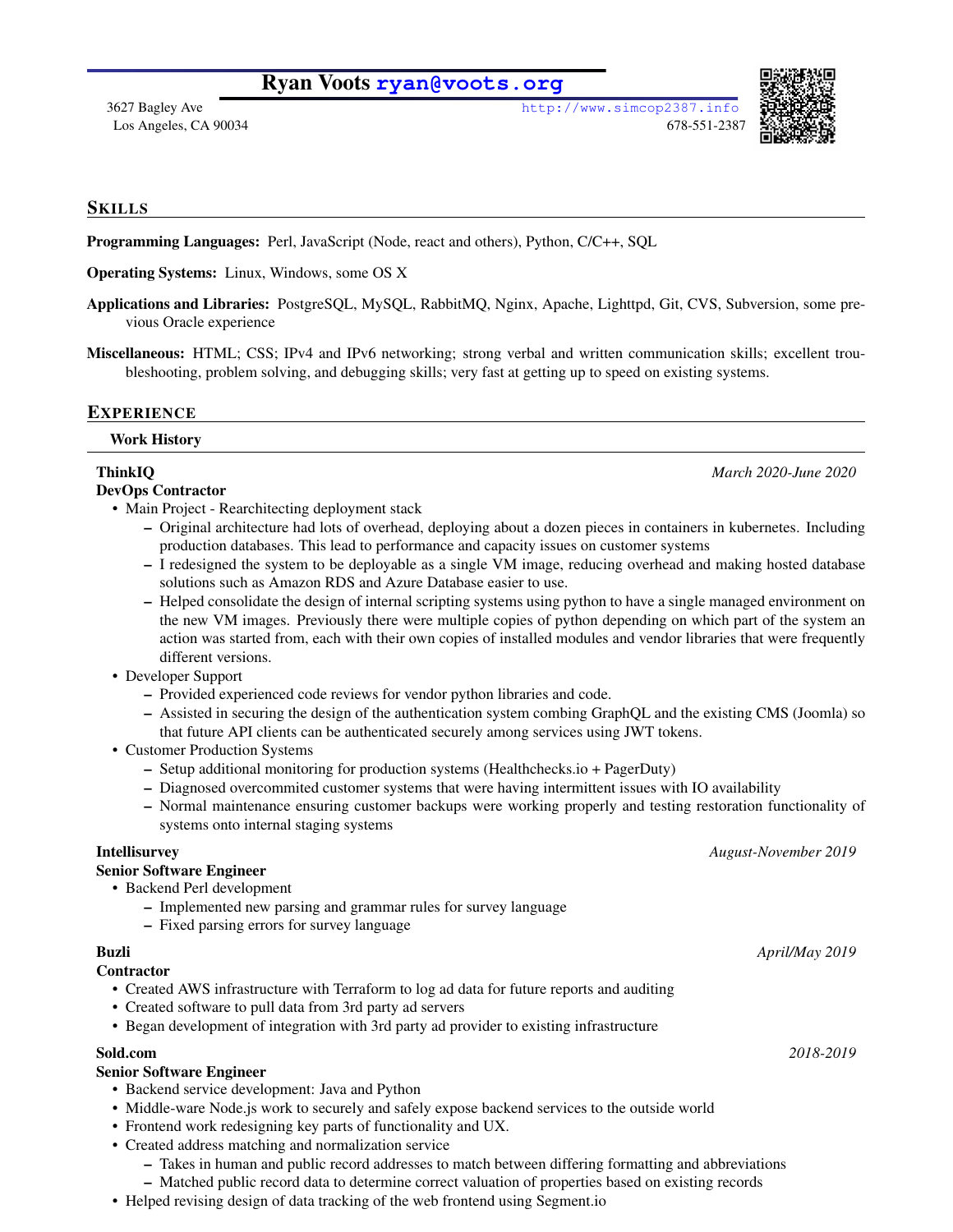# Ryan Voots ryan@voots.org

3627 Bagley Ave
Los Angeles, CA 90034

http://www.simcop2387.info
678-551-2387

## Skills

**Programming Languages:** Perl, JavaScript (Node, react and others), Python, C/C++, SQL

**Operating Systems:** Linux, Windows, some OS X

**Applications and Libraries:** PostgreSQL, MySQL, RabbitMQ, Nginx, Apache, Lighttpd, Git, CVS, Subversion, some previous Oracle experience

**Miscellaneous:** HTML; CSS; IPv4 and IPv6 networking; strong verbal and written communication skills; excellent troubleshooting, problem solving, and debugging skills; very fast at getting up to speed on existing systems.

## Experience

### Work History

**ThinkIQ** *March 2020-June 2020*
**DevOps Contractor**

- Main Project - Rearchitecting deployment stack
  - Original architecture had lots of overhead, deploying about a dozen pieces in containers in kubernetes. Including production databases. This lead to performance and capacity issues on customer systems
  - I redesigned the system to be deployable as a single VM image, reducing overhead and making hosted database solutions such as Amazon RDS and Azure Database easier to use.
  - Helped consolidate the design of internal scripting systems using python to have a single managed environment on the new VM images. Previously there were multiple copies of python depending on which part of the system an action was started from, each with their own copies of installed modules and vendor libraries that were frequently different versions.
- Developer Support
  - Provided experienced code reviews for vendor python libraries and code.
  - Assisted in securing the design of the authentication system combing GraphQL and the existing CMS (Joomla) so that future API clients can be authenticated securely among services using JWT tokens.
- Customer Production Systems
  - Setup additional monitoring for production systems (Healthchecks.io + PagerDuty)
  - Diagnosed overcommited customer systems that were having intermittent issues with IO availability
  - Normal maintenance ensuring customer backups were working properly and testing restoration functionality of systems onto internal staging systems

**Intellisurvey** *August-November 2019*
**Senior Software Engineer**

- Backend Perl development
  - Implemented new parsing and grammar rules for survey language
  - Fixed parsing errors for survey language

**Buzli** *April/May 2019*
**Contractor**

- Created AWS infrastructure with Terraform to log ad data for future reports and auditing
- Created software to pull data from 3rd party ad servers
- Began development of integration with 3rd party ad provider to existing infrastructure

**Sold.com** *2018-2019*
**Senior Software Engineer**

- Backend service development: Java and Python
- Middle-ware Node.js work to securely and safely expose backend services to the outside world
- Frontend work redesigning key parts of functionality and UX.
- Created address matching and normalization service
  - Takes in human and public record addresses to match between differing formatting and abbreviations
  - Matched public record data to determine correct valuation of properties based on existing records
- Helped revising design of data tracking of the web frontend using Segment.io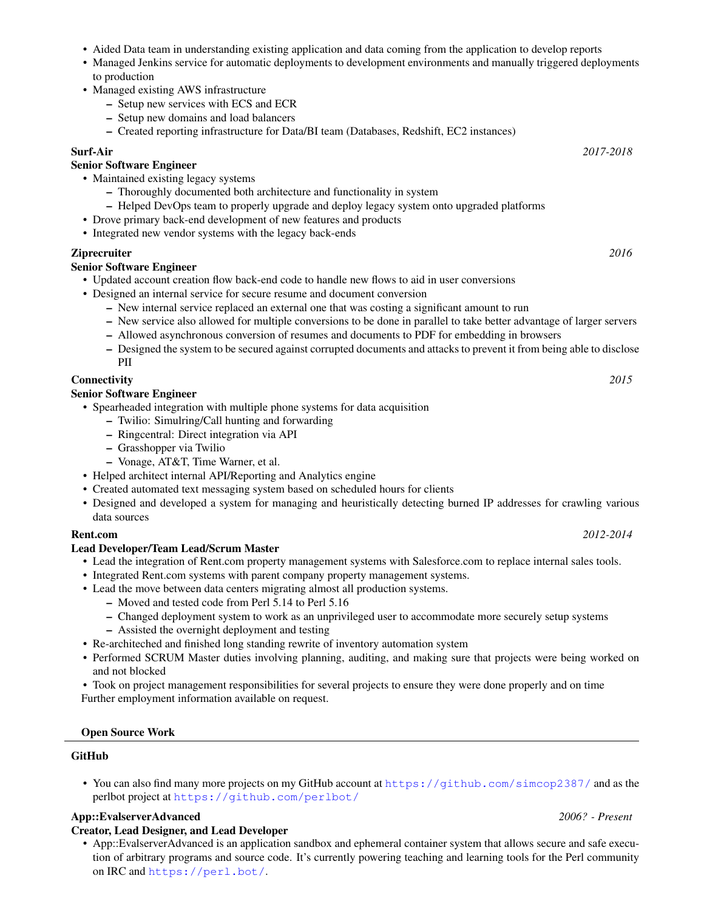- Aided Data team in understanding existing application and data coming from the application to develop reports
- Managed Jenkins service for automatic deployments to development environments and manually triggered deployments to production
- Managed existing AWS infrastructure
  - Setup new services with ECS and ECR
  - Setup new domains and load balancers
  - Created reporting infrastructure for Data/BI team (Databases, Redshift, EC2 instances)

**Surf-Air** *2017-2018*
**Senior Software Engineer**

- Maintained existing legacy systems
  - Thoroughly documented both architecture and functionality in system
  - Helped DevOps team to properly upgrade and deploy legacy system onto upgraded platforms
- Drove primary back-end development of new features and products
- Integrated new vendor systems with the legacy back-ends

**Ziprecruiter** *2016*
**Senior Software Engineer**

- Updated account creation flow back-end code to handle new flows to aid in user conversions
- Designed an internal service for secure resume and document conversion
  - New internal service replaced an external one that was costing a significant amount to run
  - New service also allowed for multiple conversions to be done in parallel to take better advantage of larger servers
  - Allowed asynchronous conversion of resumes and documents to PDF for embedding in browsers
  - Designed the system to be secured against corrupted documents and attacks to prevent it from being able to disclose PII

**Connectivity** *2015*
**Senior Software Engineer**

- Spearheaded integration with multiple phone systems for data acquisition
  - Twilio: Simulring/Call hunting and forwarding
  - Ringcentral: Direct integration via API
  - Grasshopper via Twilio
  - Vonage, AT&T, Time Warner, et al.
- Helped architect internal API/Reporting and Analytics engine
- Created automated text messaging system based on scheduled hours for clients
- Designed and developed a system for managing and heuristically detecting burned IP addresses for crawling various data sources

**Rent.com** *2012-2014*
**Lead Developer/Team Lead/Scrum Master**

- Lead the integration of Rent.com property management systems with Salesforce.com to replace internal sales tools.
- Integrated Rent.com systems with parent company property management systems.
- Lead the move between data centers migrating almost all production systems.
  - Moved and tested code from Perl 5.14 to Perl 5.16
  - Changed deployment system to work as an unprivileged user to accommodate more securely setup systems
  - Assisted the overnight deployment and testing
- Re-architeched and finished long standing rewrite of inventory automation system
- Performed SCRUM Master duties involving planning, auditing, and making sure that projects were being worked on and not blocked
- Took on project management responsibilities for several projects to ensure they were done properly and on time

Further employment information available on request.

## Open Source Work

### GitHub

- You can also find many more projects on my GitHub account at https://github.com/simcop2387/ and as the perlbot project at https://github.com/perlbot/

**App::EvalserverAdvanced** *2006? - Present*
**Creator, Lead Designer, and Lead Developer**

- App::EvalserverAdvanced is an application sandbox and ephemeral container system that allows secure and safe execution of arbitrary programs and source code. It's currently powering teaching and learning tools for the Perl community on IRC and https://perl.bot/.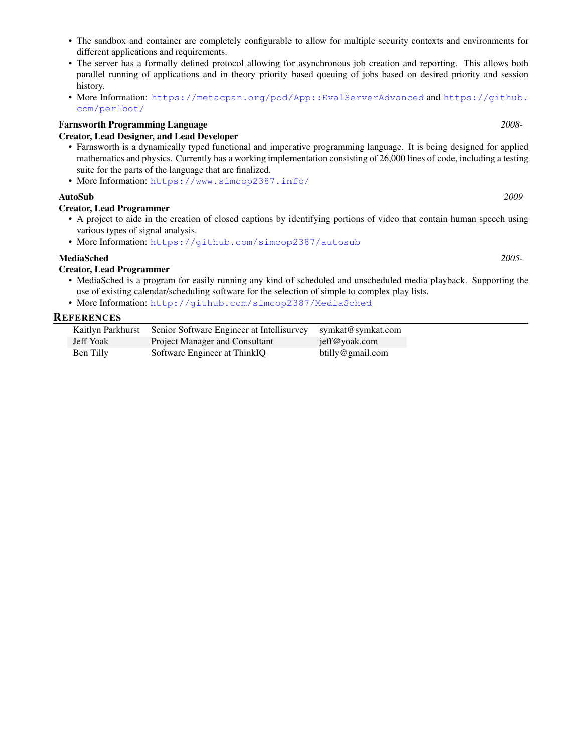- The sandbox and container are completely configurable to allow for multiple security contexts and environments for different applications and requirements.
- The server has a formally defined protocol allowing for asynchronous job creation and reporting. This allows both parallel running of applications and in theory priority based queuing of jobs based on desired priority and session history.
- More Information: https://metacpan.org/pod/App::EvalServerAdvanced and https://github.com/perlbot/

**Farnsworth Programming Language** *2008-*
**Creator, Lead Designer, and Lead Developer**

- Farnsworth is a dynamically typed functional and imperative programming language. It is being designed for applied mathematics and physics. Currently has a working implementation consisting of 26,000 lines of code, including a testing suite for the parts of the language that are finalized.
- More Information: https://www.simcop2387.info/

**AutoSub** *2009*
**Creator, Lead Programmer**

- A project to aide in the creation of closed captions by identifying portions of video that contain human speech using various types of signal analysis.
- More Information: https://github.com/simcop2387/autosub

**MediaSched** *2005-*
**Creator, Lead Programmer**

- MediaSched is a program for easily running any kind of scheduled and unscheduled media playback. Supporting the use of existing calendar/scheduling software for the selection of simple to complex play lists.
- More Information: http://github.com/simcop2387/MediaSched

## REFERENCES

| | | |
|---|---|---|
| Kaitlyn Parkhurst | Senior Software Engineer at Intellisurvey | symkat@symkat.com |
| Jeff Yoak | Project Manager and Consultant | jeff@yoak.com |
| Ben Tilly | Software Engineer at ThinkIQ | btilly@gmail.com |